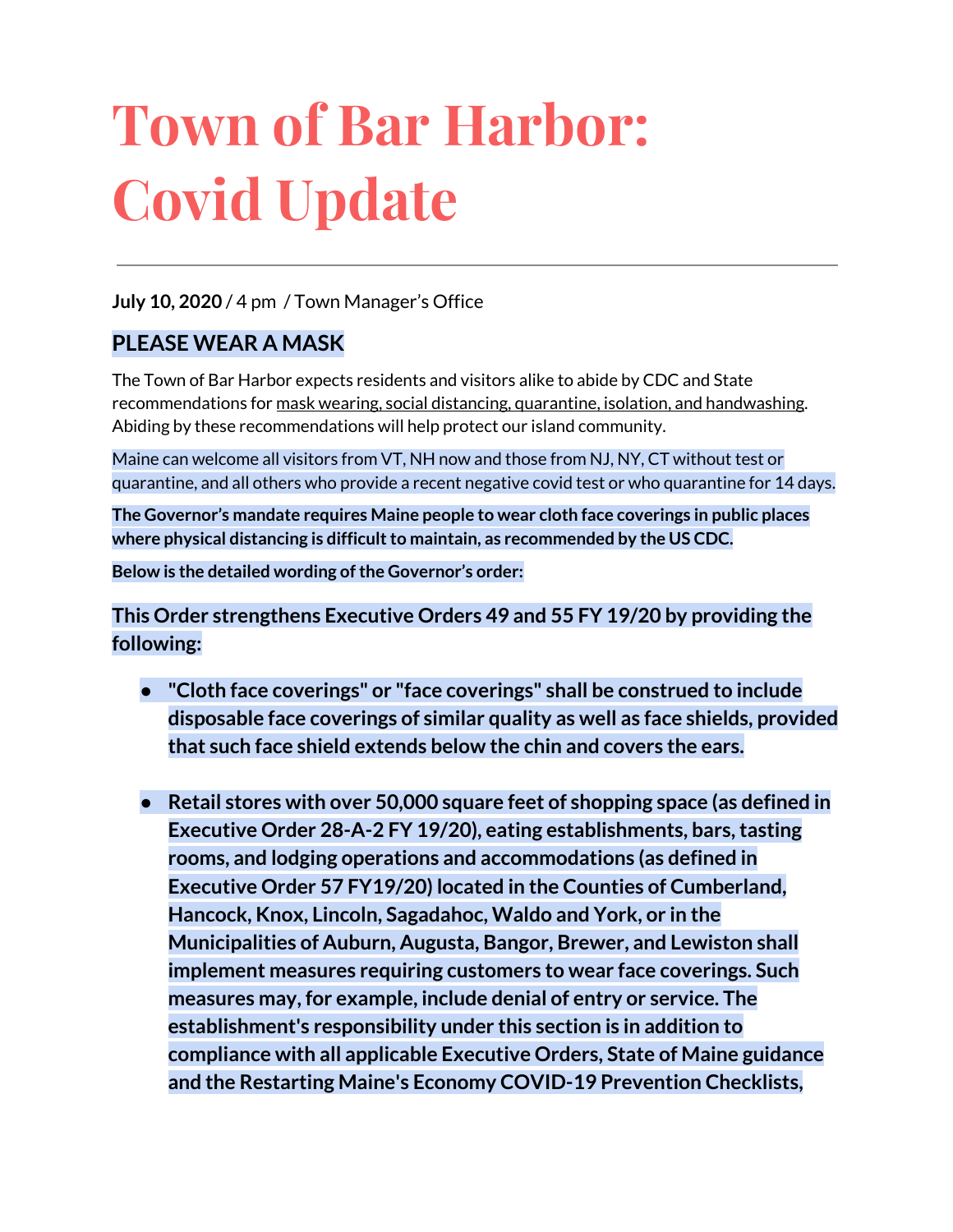# Town of Bar Harbor: Covid Update

**July 10, 2020** / 4 pm / Town Manager's Office

## PLEASE WEAR A MASK

The Town of Bar Harbor expects residents and visitors alike to abide by CDC and State recommendations for mask wearing, social distancing, quarantine, isolation, and handwashing. Abiding by these recommendations will help protect our island community.

Maine can welcome all visitors from VT, NH now and those from NJ, NY, CT without test or quarantine, and all others who provide a recent negative covid test or who quarantine for 14 days.

**The Governor's mandate requires Maine people to wear cloth face coverings in public places where physical distancing is difficult to maintain, as recommended by the US CDC.**

**Below is the detailed wording of the Governor's order:**

### This Order strengthens Executive Orders 49 and 55 FY 19/20 by providing the following:

- **"Cloth face coverings" or "face coverings" shall be construed to include disposable face coverings of similar quality as well as face shields, provided that such face shield extends below the chin and covers the ears.**

- **Retail stores with over 50,000 square feet of shopping space (as defined in Executive Order 28-A-2 FY 19/20), eating establishments, bars, tasting rooms, and lodging operations and accommodations (as defined in Executive Order 57 FY19/20) located in the Counties of Cumberland, Hancock, Knox, Lincoln, Sagadahoc, Waldo and York, or in the Municipalities of Auburn, Augusta, Bangor, Brewer, and Lewiston shall implement measures requiring customers to wear face coverings. Such measures may, for example, include denial of entry or service. The establishment's responsibility under this section is in addition to compliance with all applicable Executive Orders, State of Maine guidance and the Restarting Maine's Economy COVID-19 Prevention Checklists,**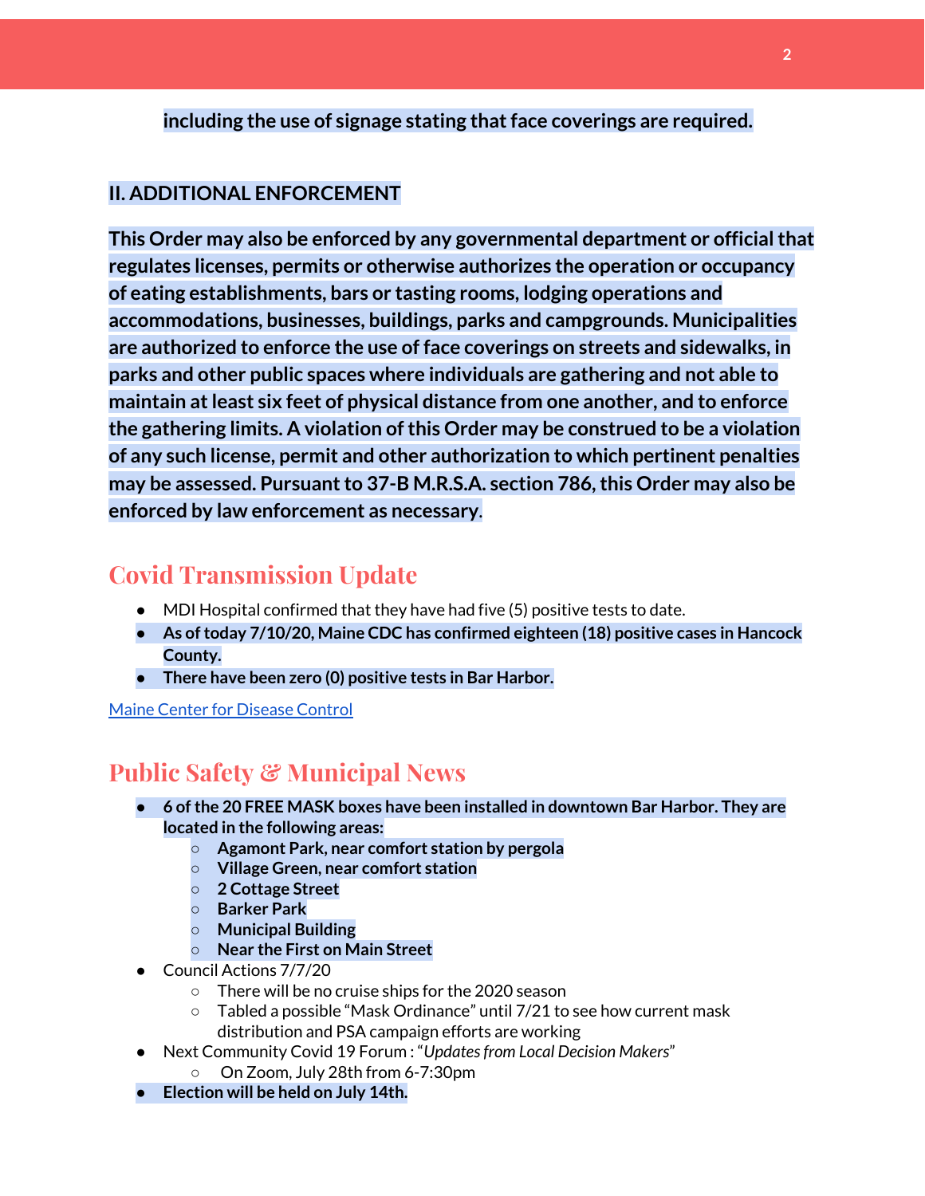**including the use of signage stating that face coverings are required.**

**II. ADDITIONAL ENFORCEMENT**

**This Order may also be enforced by any governmental department or official that regulates licenses, permits or otherwise authorizes the operation or occupancy of eating establishments, bars or tasting rooms, lodging operations and accommodations, businesses, buildings, parks and campgrounds. Municipalities are authorized to enforce the use of face coverings on streets and sidewalks, in parks and other public spaces where individuals are gathering and not able to maintain at least six feet of physical distance from one another, and to enforce the gathering limits. A violation of this Order may be construed to be a violation of any such license, permit and other authorization to which pertinent penalties may be assessed. Pursuant to 37-B M.R.S.A. section 786, this Order may also be enforced by law enforcement as necessary.**

## Covid Transmission Update

- MDI Hospital confirmed that they have had five (5) positive tests to date.
- **As of today 7/10/20, Maine CDC has confirmed eighteen (18) positive cases in Hancock County.**
- **There have been zero (0) positive tests in Bar Harbor.**

[Maine Center for Disease Control]()

## Public Safety & Municipal News

- **6 of the 20 FREE MASK boxes have been installed in downtown Bar Harbor. They are located in the following areas:**
  - **Agamont Park, near comfort station by pergola**
  - **Village Green, near comfort station**
  - **2 Cottage Street**
  - **Barker Park**
  - **Municipal Building**
  - **Near the First on Main Street**
- Council Actions 7/7/20
  - There will be no cruise ships for the 2020 season
  - Tabled a possible "Mask Ordinance" until 7/21 to see how current mask distribution and PSA campaign efforts are working
- Next Community Covid 19 Forum : "*Updates from Local Decision Makers*"
  - On Zoom, July 28th from 6-7:30pm
- **Election will be held on July 14th.**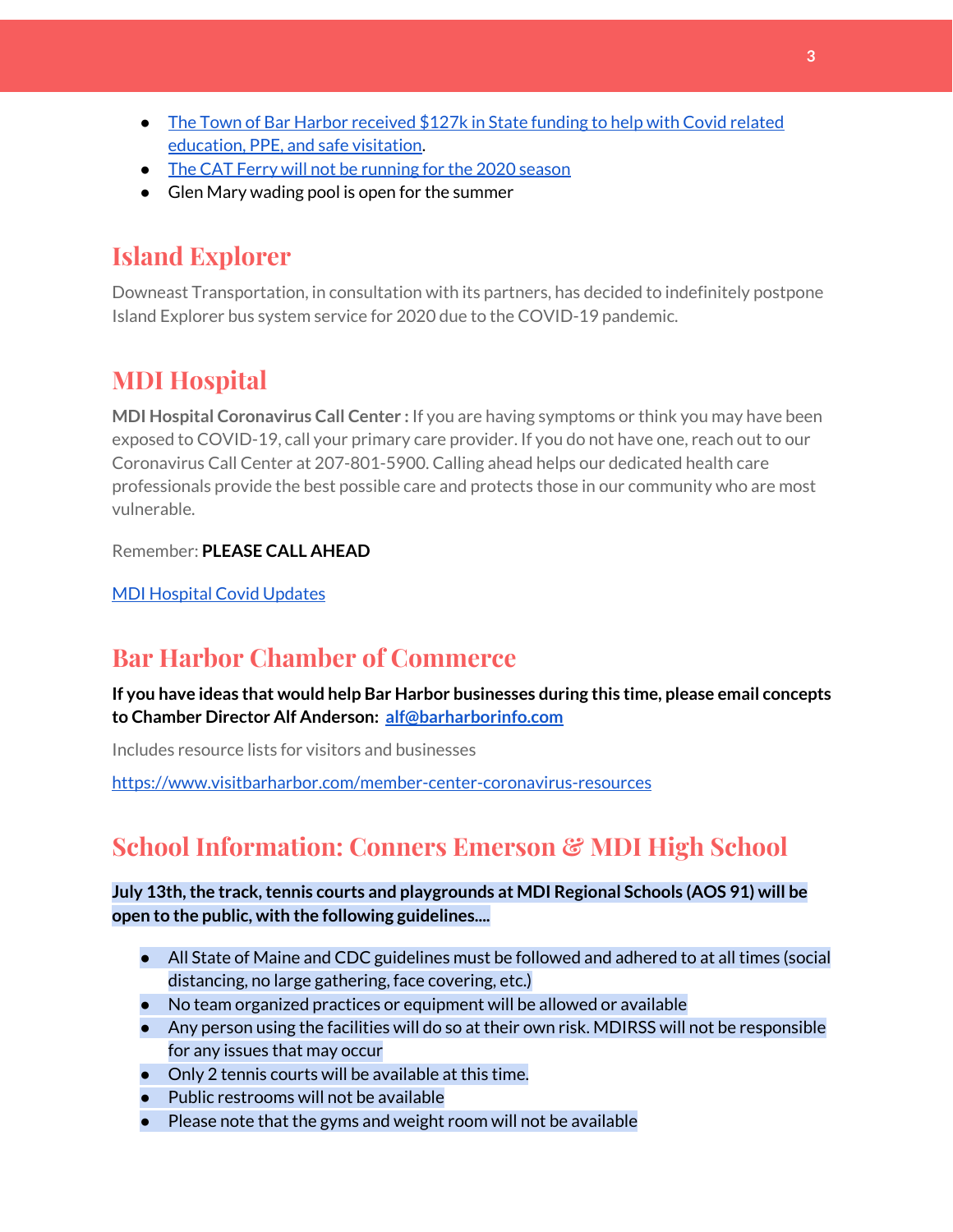- The Town of Bar Harbor received $127k in State funding to help with Covid related education, PPE, and safe visitation.
- The CAT Ferry will not be running for the 2020 season
- Glen Mary wading pool is open for the summer

## Island Explorer

Downeast Transportation, in consultation with its partners, has decided to indefinitely postpone Island Explorer bus system service for 2020 due to the COVID-19 pandemic.

## MDI Hospital

**MDI Hospital Coronavirus Call Center :** If you are having symptoms or think you may have been exposed to COVID-19, call your primary care provider. If you do not have one, reach out to our Coronavirus Call Center at 207-801-5900. Calling ahead helps our dedicated health care professionals provide the best possible care and protects those in our community who are most vulnerable.

Remember: **PLEASE CALL AHEAD**

MDI Hospital Covid Updates

## Bar Harbor Chamber of Commerce

**If you have ideas that would help Bar Harbor businesses during this time, please email concepts to Chamber Director Alf Anderson: alf@barharborinfo.com**

Includes resource lists for visitors and businesses

https://www.visitbarharbor.com/member-center-coronavirus-resources

## School Information: Conners Emerson & MDI High School

**July 13th, the track, tennis courts and playgrounds at MDI Regional Schools (AOS 91) will be open to the public, with the following guidelines....**

- All State of Maine and CDC guidelines must be followed and adhered to at all times (social distancing, no large gathering, face covering, etc.)
- No team organized practices or equipment will be allowed or available
- Any person using the facilities will do so at their own risk. MDIRSS will not be responsible for any issues that may occur
- Only 2 tennis courts will be available at this time.
- Public restrooms will not be available
- Please note that the gyms and weight room will not be available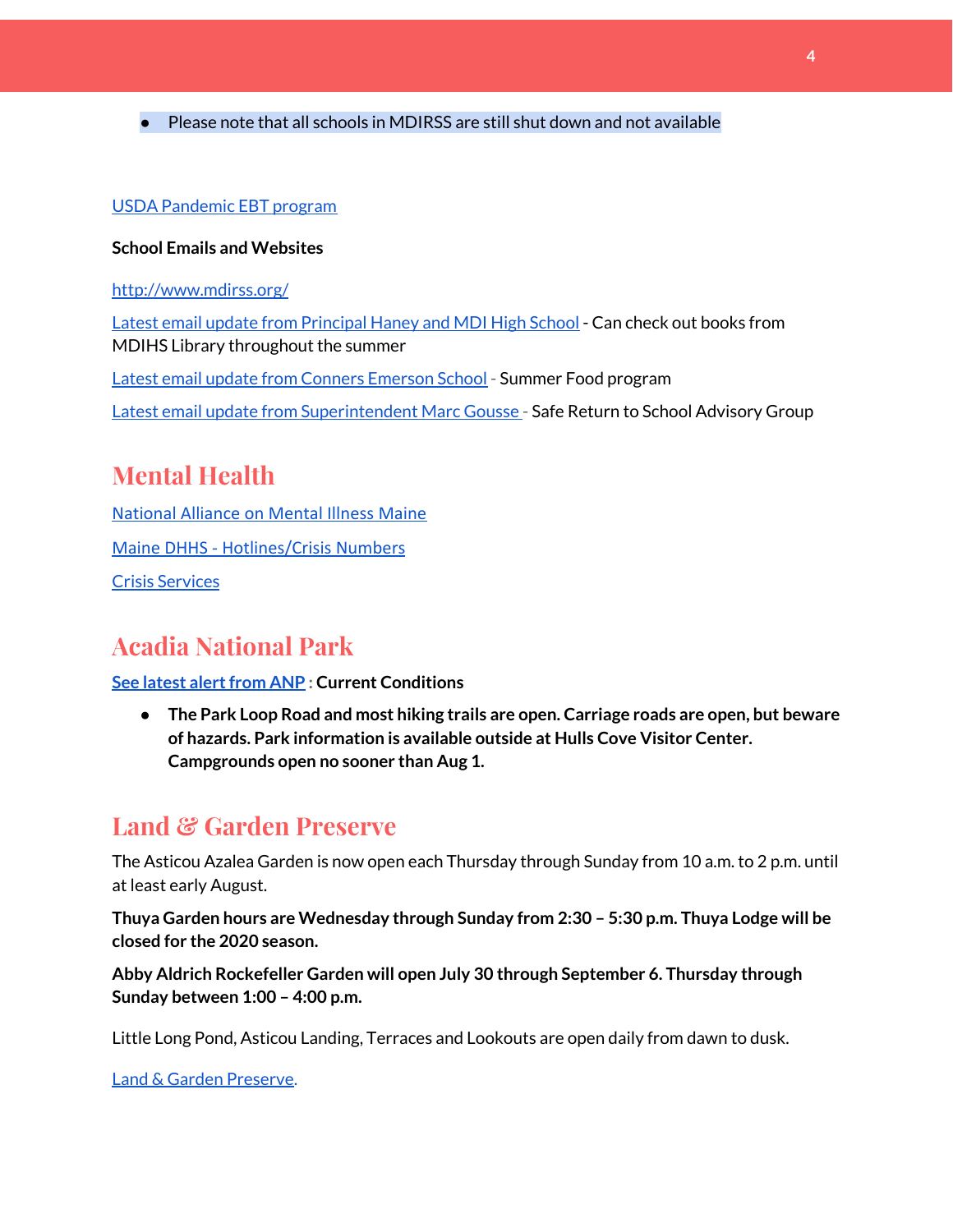- Please note that all schools in MDIRSS are still shut down and not available

USDA Pandemic EBT program

**School Emails and Websites**

http://www.mdirss.org/

Latest email update from Principal Haney and MDI High School - Can check out books from MDIHS Library throughout the summer

Latest email update from Conners Emerson School - Summer Food program

Latest email update from Superintendent Marc Gousse - Safe Return to School Advisory Group

## Mental Health

National Alliance on Mental Illness Maine

Maine DHHS - Hotlines/Crisis Numbers

Crisis Services

## Acadia National Park

**See latest alert from ANP : Current Conditions**

- **The Park Loop Road and most hiking trails are open. Carriage roads are open, but beware of hazards. Park information is available outside at Hulls Cove Visitor Center. Campgrounds open no sooner than Aug 1.**

## Land & Garden Preserve

The Asticou Azalea Garden is now open each Thursday through Sunday from 10 a.m. to 2 p.m. until at least early August.

**Thuya Garden hours are Wednesday through Sunday from 2:30 – 5:30 p.m. Thuya Lodge will be closed for the 2020 season.**

**Abby Aldrich Rockefeller Garden will open July 30 through September 6. Thursday through Sunday between 1:00 – 4:00 p.m.**

Little Long Pond, Asticou Landing, Terraces and Lookouts are open daily from dawn to dusk.

Land & Garden Preserve.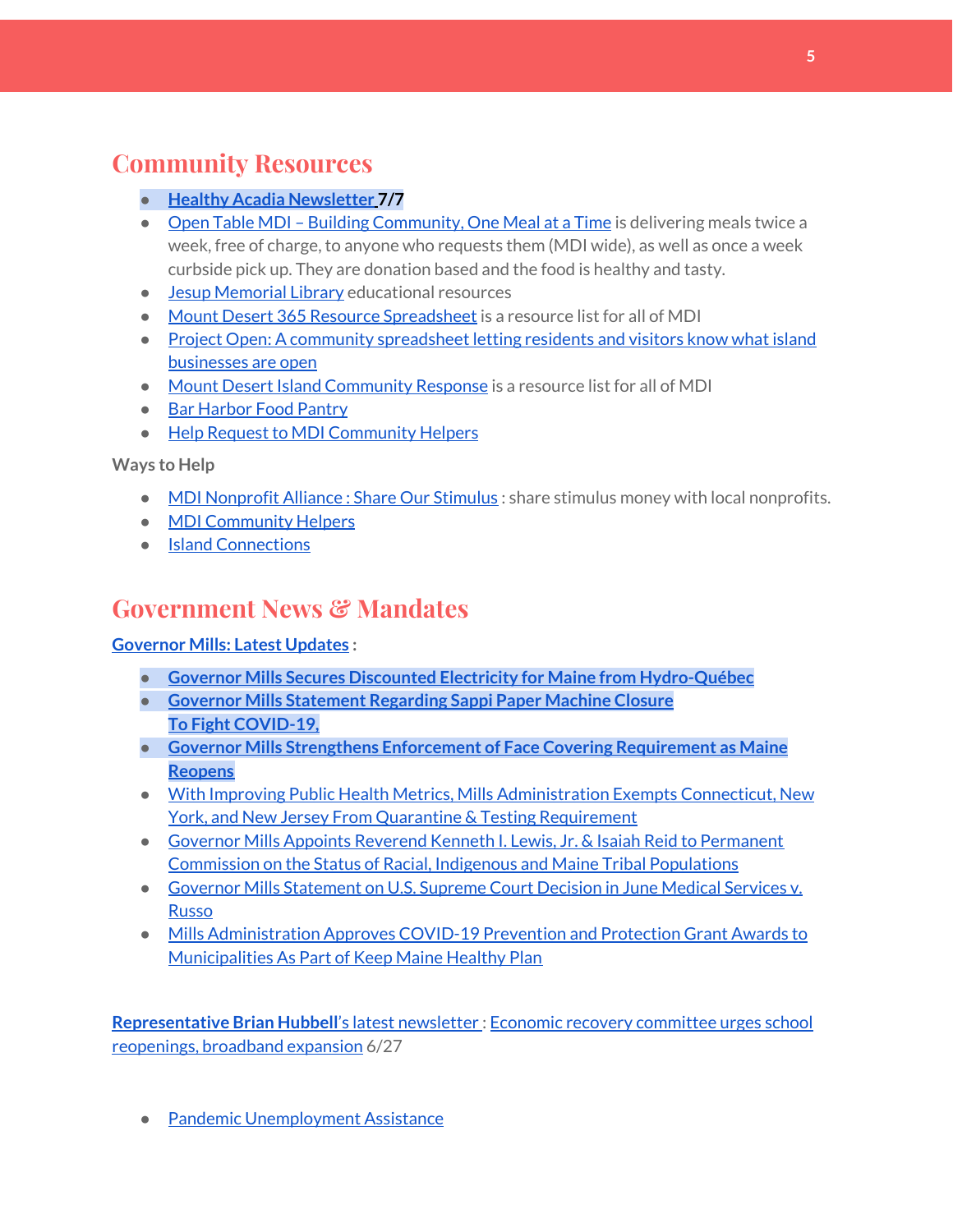## Community Resources

- **Healthy Acadia Newsletter 7/7**
- Open Table MDI – Building Community, One Meal at a Time is delivering meals twice a week, free of charge, to anyone who requests them (MDI wide), as well as once a week curbside pick up. They are donation based and the food is healthy and tasty.
- Jesup Memorial Library educational resources
- Mount Desert 365 Resource Spreadsheet is a resource list for all of MDI
- Project Open: A community spreadsheet letting residents and visitors know what island businesses are open
- Mount Desert Island Community Response is a resource list for all of MDI
- Bar Harbor Food Pantry
- Help Request to MDI Community Helpers

Ways to Help

- MDI Nonprofit Alliance : Share Our Stimulus : share stimulus money with local nonprofits.
- MDI Community Helpers
- Island Connections

## Government News & Mandates

**Governor Mills: Latest Updates** :

- **Governor Mills Secures Discounted Electricity for Maine from Hydro-Québec**
- **Governor Mills Statement Regarding Sappi Paper Machine Closure**
  **To Fight COVID-19,**
- **Governor Mills Strengthens Enforcement of Face Covering Requirement as Maine Reopens**
- With Improving Public Health Metrics, Mills Administration Exempts Connecticut, New York, and New Jersey From Quarantine & Testing Requirement
- Governor Mills Appoints Reverend Kenneth I. Lewis, Jr. & Isaiah Reid to Permanent Commission on the Status of Racial, Indigenous and Maine Tribal Populations
- Governor Mills Statement on U.S. Supreme Court Decision in June Medical Services v. Russo
- Mills Administration Approves COVID-19 Prevention and Protection Grant Awards to Municipalities As Part of Keep Maine Healthy Plan

**Representative Brian Hubbell**'s latest newsletter : Economic recovery committee urges school reopenings, broadband expansion 6/27

- Pandemic Unemployment Assistance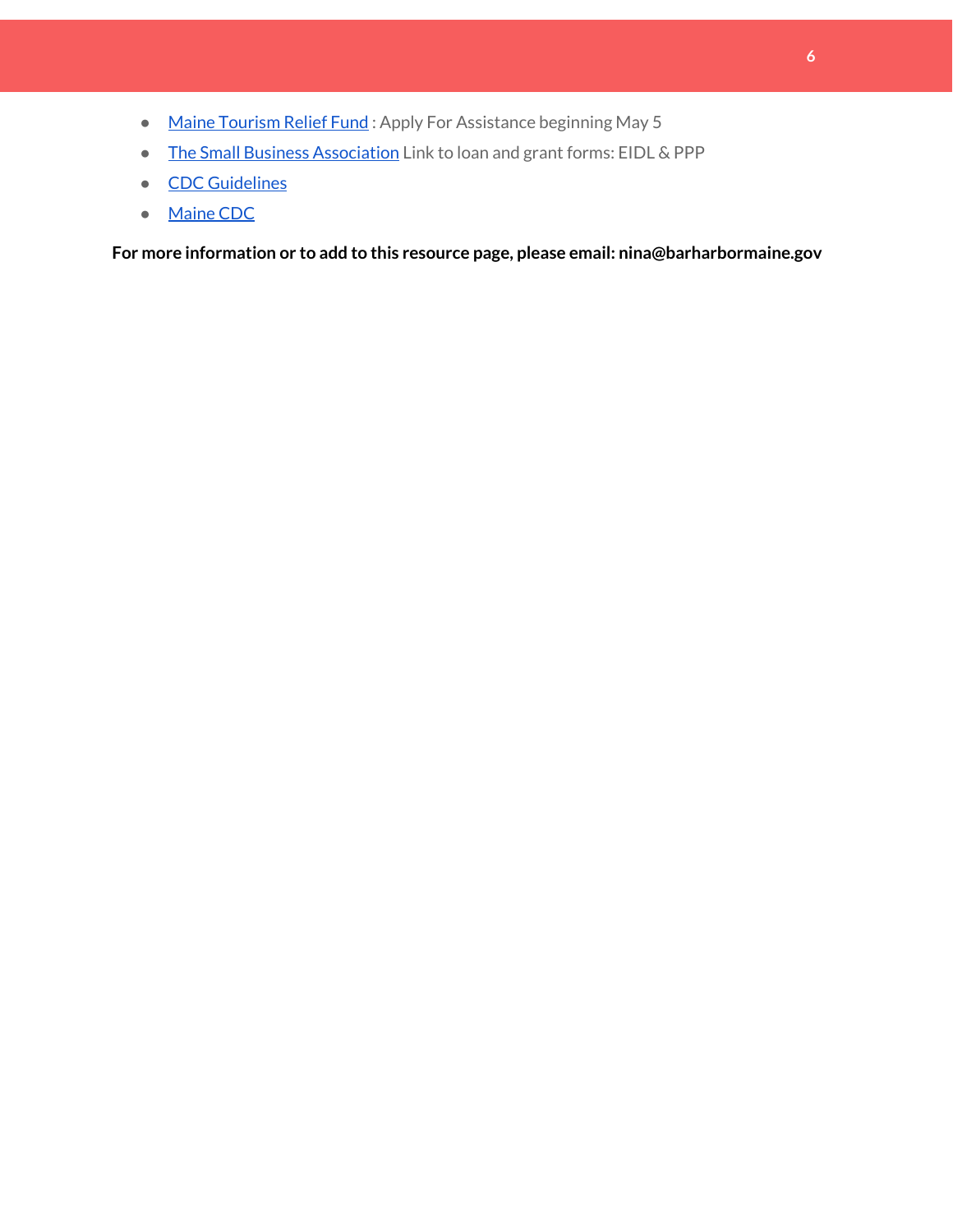- Maine Tourism Relief Fund : Apply For Assistance beginning May 5
- The Small Business Association Link to loan and grant forms: EIDL & PPP
- CDC Guidelines
- Maine CDC

**For more information or to add to this resource page, please email: nina@barharbormaine.gov**